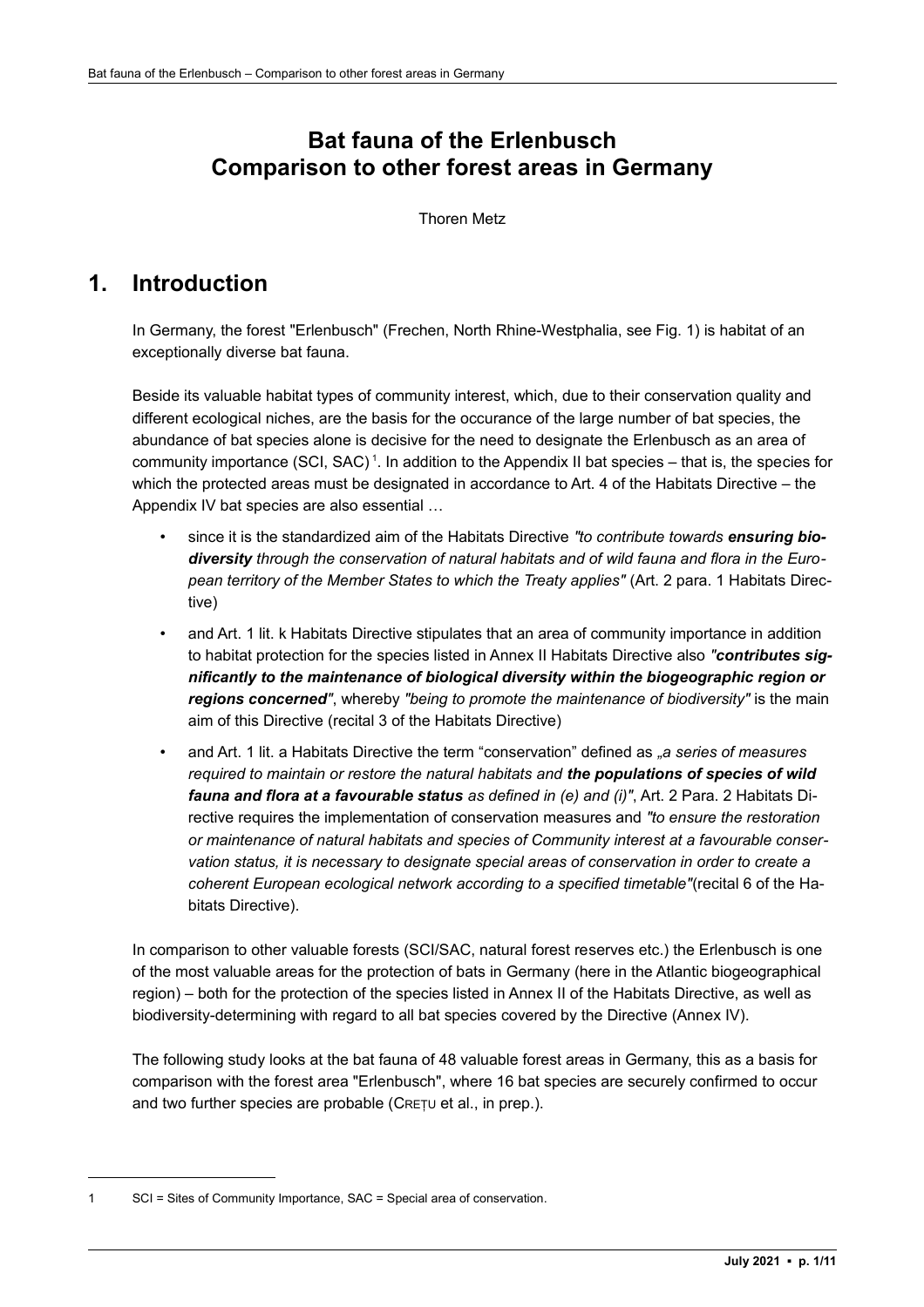# Bat fauna of the Erlenbusch
# Comparison to other forest areas in Germany

Thoren Metz

## 1. Introduction

In Germany, the forest "Erlenbusch" (Frechen, North Rhine-Westphalia, see Fig. 1) is habitat of an exceptionally diverse bat fauna.

Beside its valuable habitat types of community interest, which, due to their conservation quality and different ecological niches, are the basis for the occurance of the large number of bat species, the abundance of bat species alone is decisive for the need to designate the Erlenbusch as an area of community importance (SCI, SAC)[1]. In addition to the Appendix II bat species – that is, the species for which the protected areas must be designated in accordance to Art. 4 of the Habitats Directive – the Appendix IV bat species are also essential …

- since it is the standardized aim of the Habitats Directive *"to contribute towards **ensuring biodiversity** through the conservation of natural habitats and of wild fauna and flora in the European territory of the Member States to which the Treaty applies"* (Art. 2 para. 1 Habitats Directive)
- and Art. 1 lit. k Habitats Directive stipulates that an area of community importance in addition to habitat protection for the species listed in Annex II Habitats Directive also ***"contributes significantly to the maintenance of biological diversity within the biogeographic region or regions concerned"***, whereby *"being to promote the maintenance of biodiversity"* is the main aim of this Directive (recital 3 of the Habitats Directive)
- and Art. 1 lit. a Habitats Directive the term "conservation" defined as *„a series of measures required to maintain or restore the natural habitats and **the populations of species of wild fauna and flora at a favourable status** as defined in (e) and (i)"*, Art. 2 Para. 2 Habitats Directive requires the implementation of conservation measures and *"to ensure the restoration or maintenance of natural habitats and species of Community interest at a favourable conservation status, it is necessary to designate special areas of conservation in order to create a coherent European ecological network according to a specified timetable"*(recital 6 of the Habitats Directive).

In comparison to other valuable forests (SCI/SAC, natural forest reserves etc.) the Erlenbusch is one of the most valuable areas for the protection of bats in Germany (here in the Atlantic biogeographical region) – both for the protection of the species listed in Annex II of the Habitats Directive, as well as biodiversity-determining with regard to all bat species covered by the Directive (Annex IV).

The following study looks at the bat fauna of 48 valuable forest areas in Germany, this as a basis for comparison with the forest area "Erlenbusch", where 16 bat species are securely confirmed to occur and two further species are probable (Crețu et al., in prep.).

[1] SCI = Sites of Community Importance, SAC = Special area of conservation.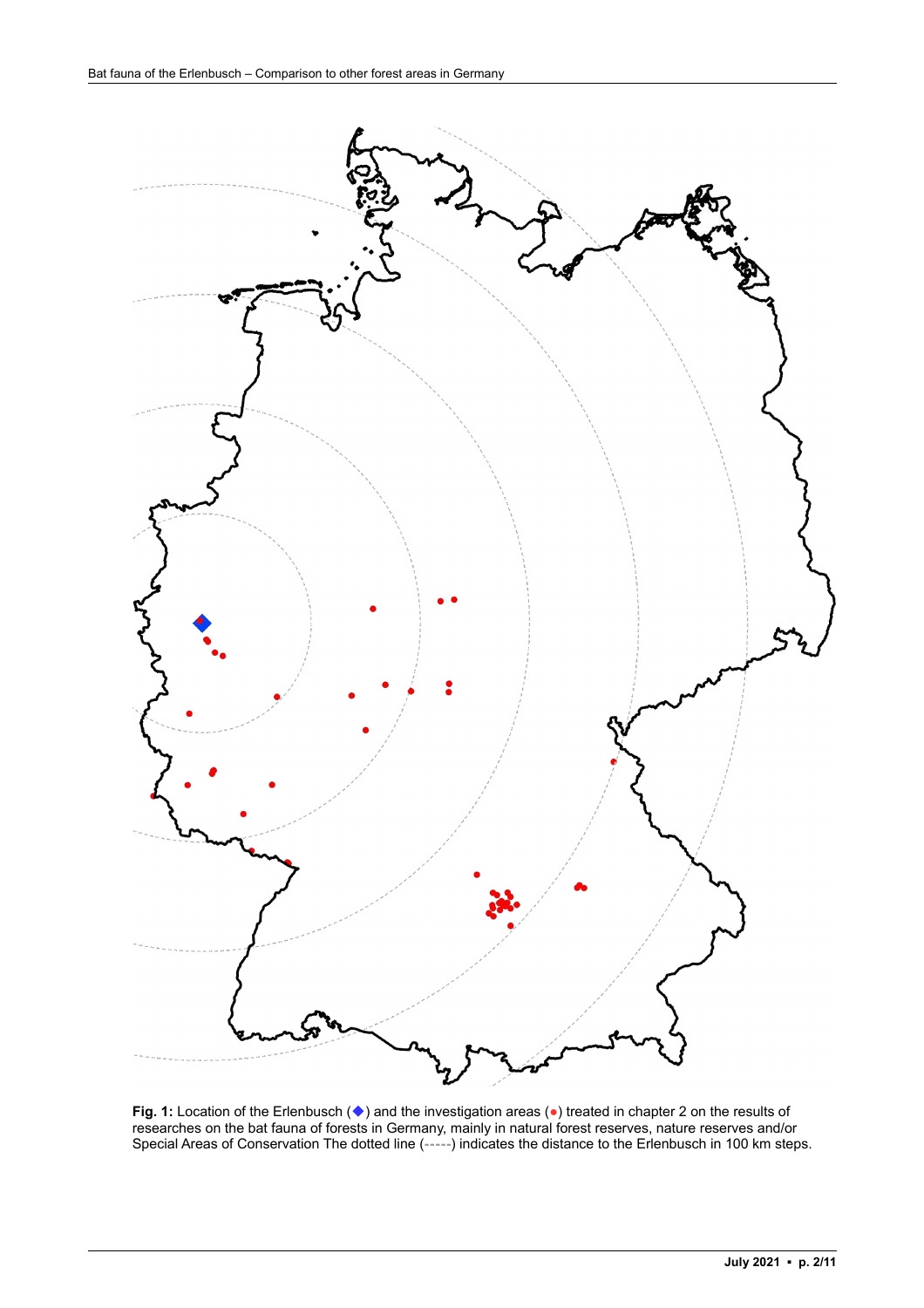**Fig. 1:** Location of the Erlenbusch (◆) and the investigation areas (●) treated in chapter 2 on the results of researches on the bat fauna of forests in Germany, mainly in natural forest reserves, nature reserves and/or Special Areas of Conservation The dotted line (-----) indicates the distance to the Erlenbusch in 100 km steps.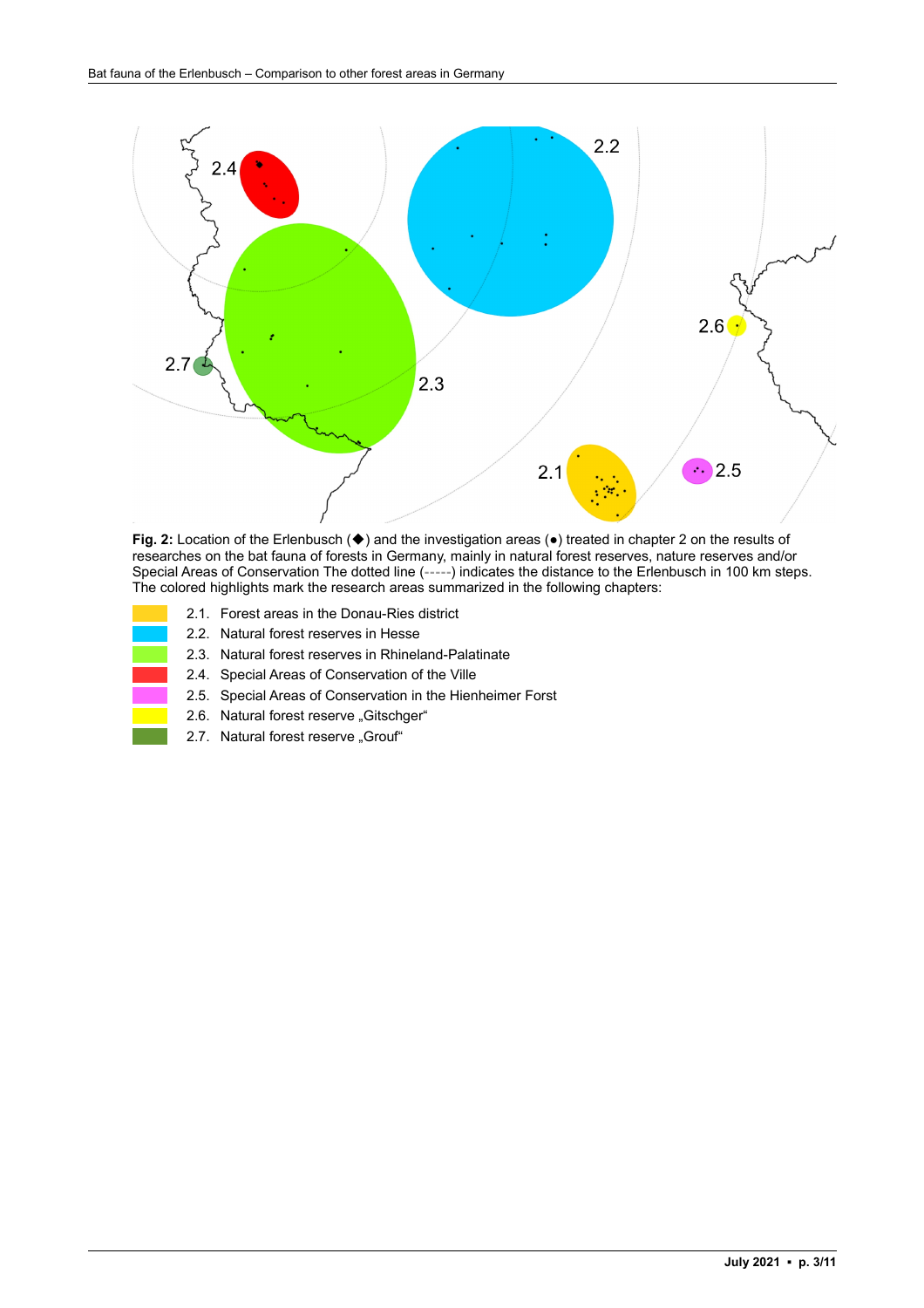**Fig. 2:** Location of the Erlenbusch (◆) and the investigation areas (●) treated in chapter 2 on the results of researches on the bat fauna of forests in Germany, mainly in natural forest reserves, nature reserves and/or Special Areas of Conservation The dotted line (-----) indicates the distance to the Erlenbusch in 100 km steps. The colored highlights mark the research areas summarized in the following chapters:

- 2.1. Forest areas in the Donau-Ries district
- 2.2. Natural forest reserves in Hesse
- 2.3. Natural forest reserves in Rhineland-Palatinate
- 2.4. Special Areas of Conservation of the Ville
- 2.5. Special Areas of Conservation in the Hienheimer Forst
- 2.6. Natural forest reserve „Gitschger"
- 2.7. Natural forest reserve „Grouf"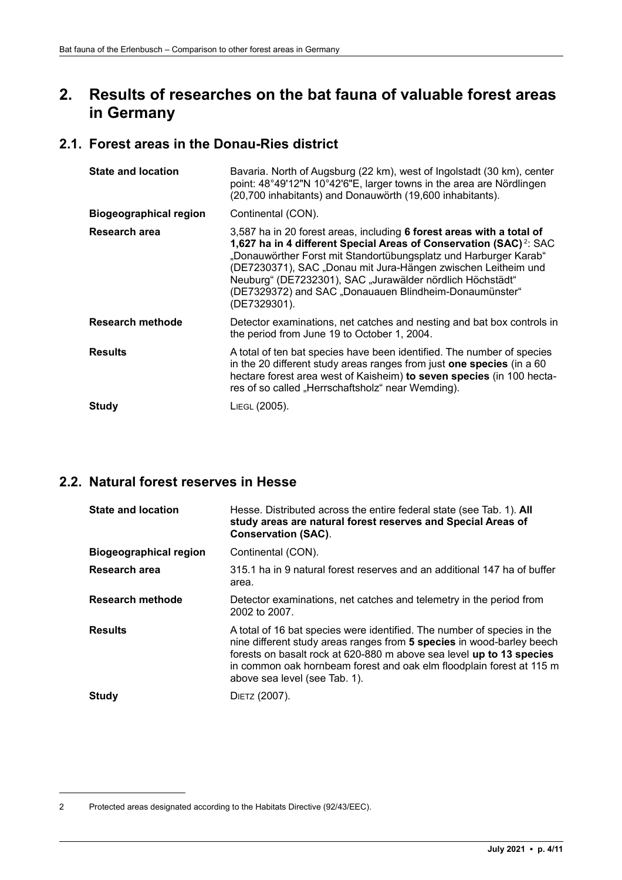# 2. Results of researches on the bat fauna of valuable forest areas in Germany

## 2.1. Forest areas in the Donau-Ries district

| | |
|---|---|
| **State and location** | Bavaria. North of Augsburg (22 km), west of Ingolstadt (30 km), center point: 48°49'12"N 10°42'6"E, larger towns in the area are Nördlingen (20,700 inhabitants) and Donauwörth (19,600 inhabitants). |
| **Biogeographical region** | Continental (CON). |
| **Research area** | 3,587 ha in 20 forest areas, including **6 forest areas with a total of 1,627 ha in 4 different Special Areas of Conservation (SAC)** [2]: SAC „Donauwörther Forst mit Standortübungsplatz und Harburger Karab" (DE7230371), SAC „Donau mit Jura-Hängen zwischen Leitheim und Neuburg" (DE7232301), SAC „Jurawälder nördlich Höchstädt" (DE7329372) and SAC „Donauauen Blindheim-Donaumünster" (DE7329301). |
| **Research methode** | Detector examinations, net catches and nesting and bat box controls in the period from June 19 to October 1, 2004. |
| **Results** | A total of ten bat species have been identified. The number of species in the 20 different study areas ranges from just **one species** (in a 60 hectare forest area west of Kaisheim) **to seven species** (in 100 hectares of so called „Herrschaftsholz" near Wemding). |
| **Study** | LIEGL (2005). |

## 2.2. Natural forest reserves in Hesse

| | |
|---|---|
| **State and location** | Hesse. Distributed across the entire federal state (see Tab. 1). **All study areas are natural forest reserves and Special Areas of Conservation (SAC)**. |
| **Biogeographical region** | Continental (CON). |
| **Research area** | 315.1 ha in 9 natural forest reserves and an additional 147 ha of buffer area. |
| **Research methode** | Detector examinations, net catches and telemetry in the period from 2002 to 2007. |
| **Results** | A total of 16 bat species were identified. The number of species in the nine different study areas ranges from **5 species** in wood-barley beech forests on basalt rock at 620-880 m above sea level **up to 13 species** in common oak hornbeam forest and oak elm floodplain forest at 115 m above sea level (see Tab. 1). |
| **Study** | DIETZ (2007). |

2 Protected areas designated according to the Habitats Directive (92/43/EEC).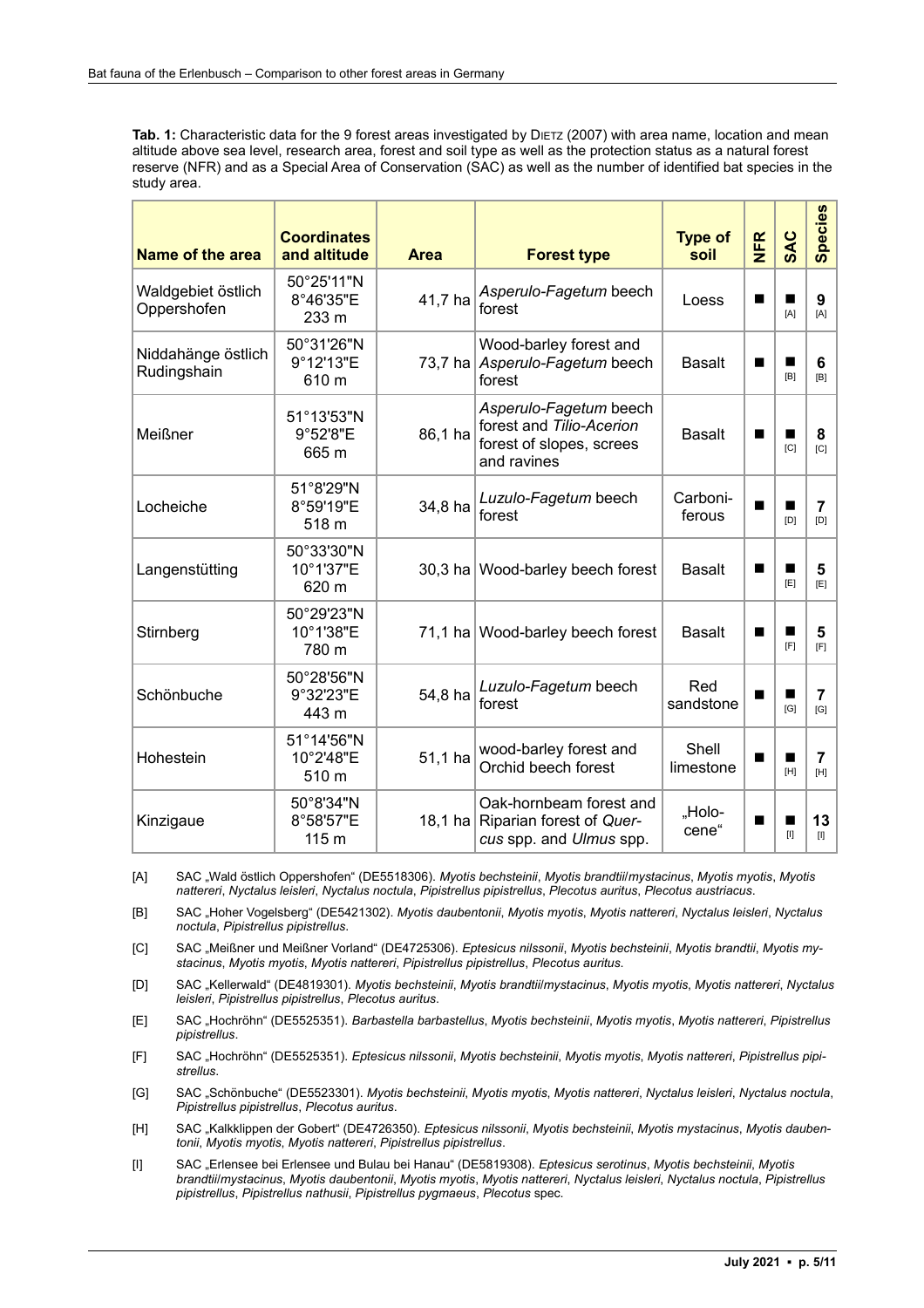**Tab. 1:** Characteristic data for the 9 forest areas investigated by DIETZ (2007) with area name, location and mean altitude above sea level, research area, forest and soil type as well as the protection status as a natural forest reserve (NFR) and as a Special Area of Conservation (SAC) as well as the number of identified bat species in the study area.

| Name of the area | Coordinates and altitude | Area | Forest type | Type of soil | NFR | SAC | Species |
|---|---|---|---|---|---|---|---|
| Waldgebiet östlich Oppershofen | 50°25'11"N 8°46'35"E 233 m | 41,7 ha | *Asperulo-Fagetum* beech forest | Loess | ■ | ■ [A] | 9 [A] |
| Niddahänge östlich Rudingshain | 50°31'26"N 9°12'13"E 610 m | 73,7 ha | Wood-barley forest and *Asperulo-Fagetum* beech forest | Basalt | ■ | ■ [B] | 6 [B] |
| Meißner | 51°13'53"N 9°52'8"E 665 m | 86,1 ha | *Asperulo-Fagetum* beech forest and *Tilio-Acerion* forest of slopes, screes and ravines | Basalt | ■ | ■ [C] | 8 [C] |
| Locheiche | 51°8'29"N 8°59'19"E 518 m | 34,8 ha | *Luzulo-Fagetum* beech forest | Carboniferous | ■ | ■ [D] | 7 [D] |
| Langenstütting | 50°33'30"N 10°1'37"E 620 m | 30,3 ha | Wood-barley beech forest | Basalt | ■ | ■ [E] | 5 [E] |
| Stirnberg | 50°29'23"N 10°1'38"E 780 m | 71,1 ha | Wood-barley beech forest | Basalt | ■ | ■ [F] | 5 [F] |
| Schönbuche | 50°28'56"N 9°32'23"E 443 m | 54,8 ha | *Luzulo-Fagetum* beech forest | Red sandstone | ■ | ■ [G] | 7 [G] |
| Hohestein | 51°14'56"N 10°2'48"E 510 m | 51,1 ha | wood-barley forest and Orchid beech forest | Shell limestone | ■ | ■ [H] | 7 [H] |
| Kinzigaue | 50°8'34"N 8°58'57"E 115 m | 18,1 ha | Oak-hornbeam forest and Riparian forest of *Quercus* spp. and *Ulmus* spp. | „Holocene" | ■ | ■ [I] | 13 [I] |

[A] SAC „Wald östlich Oppershofen" (DE5518306). *Myotis bechsteinii*, *Myotis brandtii/mystacinus*, *Myotis myotis*, *Myotis nattereri*, *Nyctalus leisleri*, *Nyctalus noctula*, *Pipistrellus pipistrellus*, *Plecotus auritus*, *Plecotus austriacus*.

[B] SAC „Hoher Vogelsberg" (DE5421302). *Myotis daubentonii*, *Myotis myotis*, *Myotis nattereri*, *Nyctalus leisleri*, *Nyctalus noctula*, *Pipistrellus pipistrellus*.

[C] SAC „Meißner und Meißner Vorland" (DE4725306). *Eptesicus nilssonii*, *Myotis bechsteinii*, *Myotis brandtii*, *Myotis mystacinus*, *Myotis myotis*, *Myotis nattereri*, *Pipistrellus pipistrellus*, *Plecotus auritus*.

[D] SAC „Kellerwald" (DE4819301). *Myotis bechsteinii*, *Myotis brandtii/mystacinus*, *Myotis myotis*, *Myotis nattereri*, *Nyctalus leisleri*, *Pipistrellus pipistrellus*, *Plecotus auritus*.

[E] SAC „Hochröhn" (DE5525351). *Barbastella barbastellus*, *Myotis bechsteinii*, *Myotis myotis*, *Myotis nattereri*, *Pipistrellus pipistrellus*.

[F] SAC „Hochröhn" (DE5525351). *Eptesicus nilssonii*, *Myotis bechsteinii*, *Myotis myotis*, *Myotis nattereri*, *Pipistrellus pipistrellus*.

[G] SAC „Schönbuche" (DE5523301). *Myotis bechsteinii*, *Myotis myotis*, *Myotis nattereri*, *Nyctalus leisleri*, *Nyctalus noctula*, *Pipistrellus pipistrellus*, *Plecotus auritus*.

[H] SAC „Kalkklippen der Gobert" (DE4726350). *Eptesicus nilssonii*, *Myotis bechsteinii*, *Myotis mystacinus*, *Myotis daubentonii*, *Myotis myotis*, *Myotis nattereri*, *Pipistrellus pipistrellus*.

[I] SAC „Erlensee bei Erlensee und Bulau bei Hanau" (DE5819308). *Eptesicus serotinus*, *Myotis bechsteinii*, *Myotis brandtii/mystacinus*, *Myotis daubentonii*, *Myotis myotis*, *Myotis nattereri*, *Nyctalus leisleri*, *Nyctalus noctula*, *Pipistrellus pipistrellus*, *Pipistrellus nathusii*, *Pipistrellus pygmaeus*, *Plecotus* spec.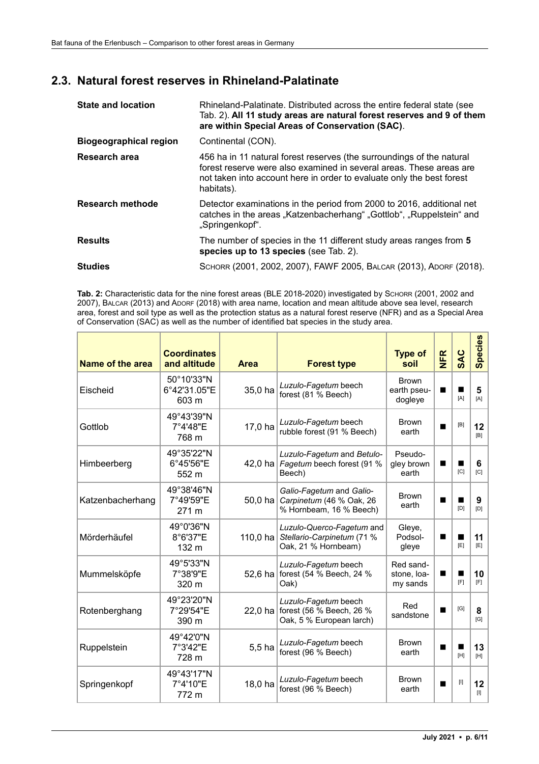## 2.3. Natural forest reserves in Rhineland-Palatinate

| | |
|---|---|
| **State and location** | Rhineland-Palatinate. Distributed across the entire federal state (see Tab. 2). **All 11 study areas are natural forest reserves and 9 of them are within Special Areas of Conservation (SAC)**. |
| **Biogeographical region** | Continental (CON). |
| **Research area** | 456 ha in 11 natural forest reserves (the surroundings of the natural forest reserve were also examined in several areas. These areas are not taken into account here in order to evaluate only the best forest habitats). |
| **Research methode** | Detector examinations in the period from 2000 to 2016, additional net catches in the areas „Katzenbacherhang" „Gottlob", „Ruppelstein" and „Springenkopf". |
| **Results** | The number of species in the 11 different study areas ranges from **5 species up to 13 species** (see Tab. 2). |
| **Studies** | SCHORR (2001, 2002, 2007), FAWF 2005, BALCAR (2013), ADORF (2018). |

**Tab. 2:** Characteristic data for the nine forest areas (BLE 2018-2020) investigated by SCHORR (2001, 2002 and 2007), BALCAR (2013) and ADORF (2018) with area name, location and mean altitude above sea level, research area, forest and soil type as well as the protection status as a natural forest reserve (NFR) and as a Special Area of Conservation (SAC) as well as the number of identified bat species in the study area.

| Name of the area | Coordinates and altitude | Area | Forest type | Type of soil | NFR | SAC | Species |
|---|---|---|---|---|---|---|---|
| Eischeid | 50°10'33"N 6°42'31.05"E 603 m | 35,0 ha | *Luzulo-Fagetum* beech forest (81 % Beech) | Brown earth pseudogleye | ■ | ■ [A] | 5 [A] |
| Gottlob | 49°43'39"N 7°4'48"E 768 m | 17,0 ha | *Luzulo-Fagetum* beech rubble forest (91 % Beech) | Brown earth | ■ | [B] | 12 [B] |
| Himbeerberg | 49°35'22"N 6°45'56"E 552 m | 42,0 ha | *Luzulo-Fagetum* and *Betulo-Fagetum* beech forest (91 % Beech) | Pseudogley brown earth | ■ | ■ [C] | 6 [C] |
| Katzenbacherhang | 49°38'46"N 7°49'59"E 271 m | 50,0 ha | *Galio-Fagetum* and *Galio-Carpinetum* (46 % Oak, 26 % Hornbeam, 16 % Beech) | Brown earth | ■ | ■ [D] | 9 [D] |
| Mörderhäufel | 49°0'36"N 8°6'37"E 132 m | 110,0 ha | *Luzulo-Querco-Fagetum* and *Stellario-Carpinetum* (71 % Oak, 21 % Hornbeam) | Gleye, Podsolgleye | ■ | ■ [E] | 11 [E] |
| Mummelsköpfe | 49°5'33"N 7°38'9"E 320 m | 52,6 ha | *Luzulo-Fagetum* beech forest (54 % Beech, 24 % Oak) | Red sandstone, loamy sands | ■ | ■ [F] | 10 [F] |
| Rotenberghang | 49°23'20"N 7°29'54"E 390 m | 22,0 ha | *Luzulo-Fagetum* beech forest (56 % Beech, 26 % Oak, 5 % European larch) | Red sandstone | ■ | [G] | 8 [G] |
| Ruppelstein | 49°42'0"N 7°3'42"E 728 m | 5,5 ha | *Luzulo-Fagetum* beech forest (96 % Beech) | Brown earth | ■ | ■ [H] | 13 [H] |
| Springenkopf | 49°43'17"N 7°4'10"E 772 m | 18,0 ha | *Luzulo-Fagetum* beech forest (96 % Beech) | Brown earth | ■ | [I] | 12 [I] |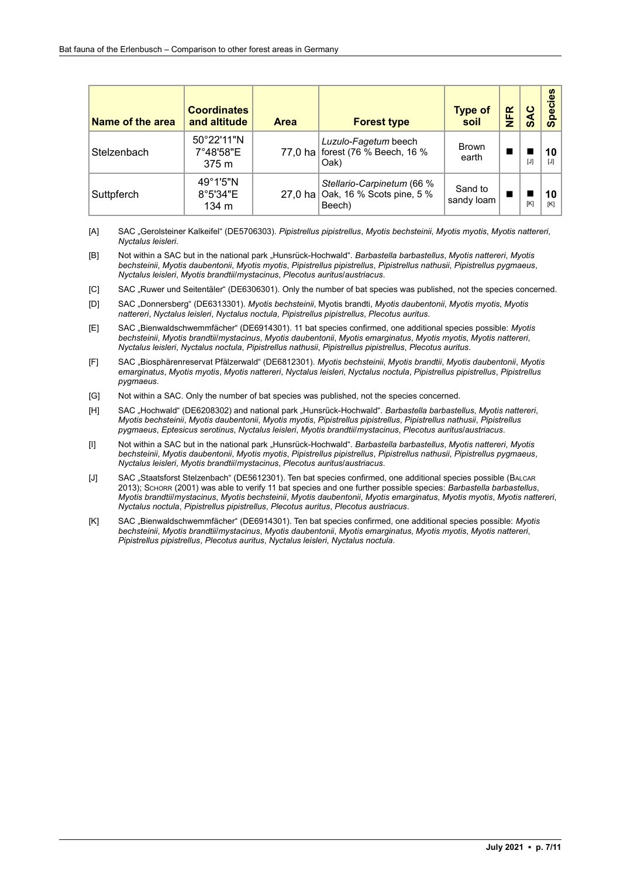| Name of the area | Coordinates and altitude | Area | Forest type | Type of soil | NFR | SAC | Species |
|---|---|---|---|---|---|---|---|
| Stelzenbach | 50°22'11"N 7°48'58"E 375 m | 77,0 ha | *Luzulo-Fagetum* beech forest (76 % Beech, 16 % Oak) | Brown earth | ■ | ■ [J] | **10** [J] |
| Suttpferch | 49°1'5"N 8°5'34"E 134 m | 27,0 ha | *Stellario-Carpinetum* (66 % Oak, 16 % Scots pine, 5 % Beech) | Sand to sandy loam | ■ | ■ [K] | **10** [K] |

[A] SAC „Gerolsteiner Kalkeifel" (DE5706303). *Pipistrellus pipistrellus*, *Myotis bechsteinii*, *Myotis myotis*, *Myotis nattereri*, *Nyctalus leisleri*.

[B] Not within a SAC but in the national park „Hunsrück-Hochwald". *Barbastella barbastellus*, *Myotis nattereri*, *Myotis bechsteinii*, *Myotis daubentonii*, *Myotis myotis*, *Pipistrellus pipistrellus*, *Pipistrellus nathusii*, *Pipistrellus pygmaeus*, *Nyctalus leisleri*, *Myotis brandtii*/*mystacinus*, *Plecotus auritus*/*austriacus*.

[C] SAC „Ruwer und Seitentäler" (DE6306301). Only the number of bat species was published, not the species concerned.

[D] SAC „Donnersberg" (DE6313301). *Myotis bechsteinii*, Myotis brandti, *Myotis daubentonii*, *Myotis myotis*, *Myotis nattereri*, *Nyctalus leisleri*, *Nyctalus noctula*, *Pipistrellus pipistrellus*, *Plecotus auritus*.

[E] SAC „Bienwaldschwemmfächer" (DE6914301). 11 bat species confirmed, one additional species possible: *Myotis bechsteinii*, *Myotis brandtii*/*mystacinus*, *Myotis daubentonii*, *Myotis emarginatus*, *Myotis myotis*, *Myotis nattereri*, *Nyctalus leisleri*, *Nyctalus noctula*, *Pipistrellus nathusii*, *Pipistrellus pipistrellus*, *Plecotus auritus*.

[F] SAC „Biosphärenreservat Pfälzerwald" (DE6812301). *Myotis bechsteinii*, *Myotis brandtii*, *Myotis daubentonii*, *Myotis emarginatus*, *Myotis myotis*, *Myotis nattereri*, *Nyctalus leisleri*, *Nyctalus noctula*, *Pipistrellus pipistrellus*, *Pipistrellus pygmaeus*.

[G] Not within a SAC. Only the number of bat species was published, not the species concerned.

[H] SAC „Hochwald" (DE6208302) and national park „Hunsrück-Hochwald". *Barbastella barbastellus*, *Myotis nattereri*, *Myotis bechsteinii*, *Myotis daubentonii*, *Myotis myotis*, *Pipistrellus pipistrellus*, *Pipistrellus nathusii*, *Pipistrellus pygmaeus*, *Eptesicus serotinus*, *Nyctalus leisleri*, *Myotis brandtii*/*mystacinus*, *Plecotus auritus*/*austriacus*.

[I] Not within a SAC but in the national park „Hunsrück-Hochwald". *Barbastella barbastellus*, *Myotis nattereri*, *Myotis bechsteinii*, *Myotis daubentonii*, *Myotis myotis*, *Pipistrellus pipistrellus*, *Pipistrellus nathusii*, *Pipistrellus pygmaeus*, *Nyctalus leisleri*, *Myotis brandtii*/*mystacinus*, *Plecotus auritus*/*austriacus*.

[J] SAC „Staatsforst Stelzenbach" (DE5612301). Ten bat species confirmed, one additional species possible (Balcar 2013); Schorr (2001) was able to verify 11 bat species and one further possible species: *Barbastella barbastellus*, *Myotis brandtii*/*mystacinus*, *Myotis bechsteinii*, *Myotis daubentonii*, *Myotis emarginatus*, *Myotis myotis*, *Myotis nattereri*, *Nyctalus noctula*, *Pipistrellus pipistrellus*, *Plecotus auritus*, *Plecotus austriacus*.

[K] SAC „Bienwaldschwemmfächer" (DE6914301). Ten bat species confirmed, one additional species possible: *Myotis bechsteinii*, *Myotis brandtii*/*mystacinus*, *Myotis daubentonii*, *Myotis emarginatus*, *Myotis myotis*, *Myotis nattereri*, *Pipistrellus pipistrellus*, *Plecotus auritus*, *Nyctalus leisleri*, *Nyctalus noctula*.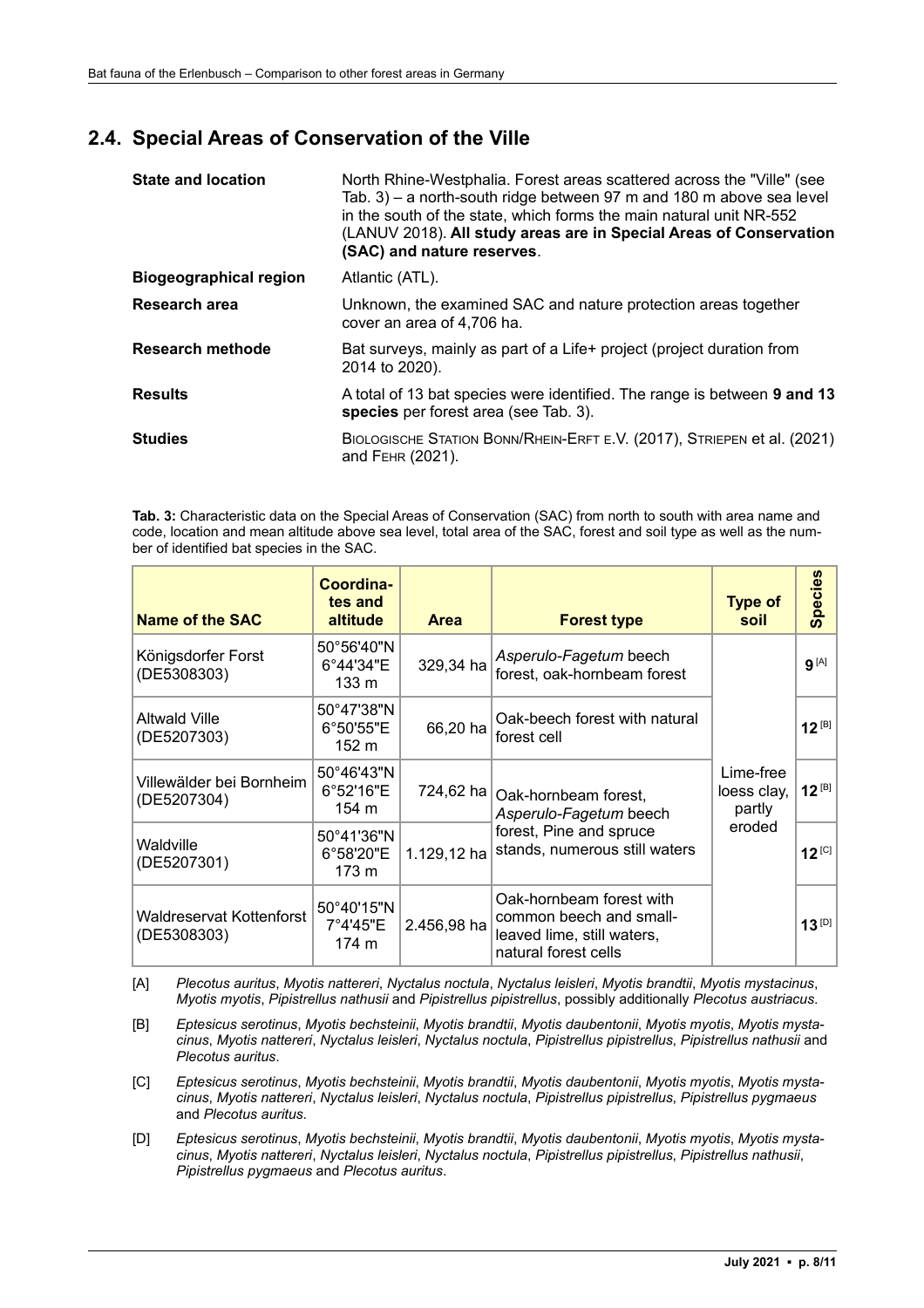## 2.4. Special Areas of Conservation of the Ville

| | |
|---|---|
| **State and location** | North Rhine-Westphalia. Forest areas scattered across the "Ville" (see Tab. 3) – a north-south ridge between 97 m and 180 m above sea level in the south of the state, which forms the main natural unit NR-552 (LANUV 2018). **All study areas are in Special Areas of Conservation (SAC) and nature reserves**. |
| **Biogeographical region** | Atlantic (ATL). |
| **Research area** | Unknown, the examined SAC and nature protection areas together cover an area of 4,706 ha. |
| **Research methode** | Bat surveys, mainly as part of a Life+ project (project duration from 2014 to 2020). |
| **Results** | A total of 13 bat species were identified. The range is between **9 and 13 species** per forest area (see Tab. 3). |
| **Studies** | Biologische Station Bonn/Rhein-Erft e.V. (2017), Striepen et al. (2021) and Fehr (2021). |

**Tab. 3:** Characteristic data on the Special Areas of Conservation (SAC) from north to south with area name and code, location and mean altitude above sea level, total area of the SAC, forest and soil type as well as the number of identified bat species in the SAC.

| Name of the SAC | Coordinates and altitude | Area | Forest type | Type of soil | Species |
|---|---|---|---|---|---|
| Königsdorfer Forst (DE5308303) | 50°56'40"N 6°44'34"E 133 m | 329,34 ha | *Asperulo-Fagetum* beech forest, oak-hornbeam forest | Lime-free loess clay, partly eroded | **9** [A] |
| Altwald Ville (DE5207303) | 50°47'38"N 6°50'55"E 152 m | 66,20 ha | Oak-beech forest with natural forest cell | | **12** [B] |
| Villewälder bei Bornheim (DE5207304) | 50°46'43"N 6°52'16"E 154 m | 724,62 ha | Oak-hornbeam forest, *Asperulo-Fagetum* beech forest, Pine and spruce stands, numerous still waters | | **12** [B] |
| Waldville (DE5207301) | 50°41'36"N 6°58'20"E 173 m | 1.129,12 ha | | | **12** [C] |
| Waldreservat Kottenforst (DE5308303) | 50°40'15"N 7°4'45"E 174 m | 2.456,98 ha | Oak-hornbeam forest with common beech and small-leaved lime, still waters, natural forest cells | | **13** [D] |

[A] *Plecotus auritus*, *Myotis nattereri*, *Nyctalus noctula*, *Nyctalus leisleri*, *Myotis brandtii*, *Myotis mystacinus*, *Myotis myotis*, *Pipistrellus nathusii* and *Pipistrellus pipistrellus*, possibly additionally *Plecotus austriacus*.

[B] *Eptesicus serotinus*, *Myotis bechsteinii*, *Myotis brandtii*, *Myotis daubentonii*, *Myotis myotis*, *Myotis mystacinus*, *Myotis nattereri*, *Nyctalus leisleri*, *Nyctalus noctula*, *Pipistrellus pipistrellus*, *Pipistrellus nathusii* and *Plecotus auritus*.

[C] *Eptesicus serotinus*, *Myotis bechsteinii*, *Myotis brandtii*, *Myotis daubentonii*, *Myotis myotis*, *Myotis mystacinus*, *Myotis nattereri*, *Nyctalus leisleri*, *Nyctalus noctula*, *Pipistrellus pipistrellus*, *Pipistrellus pygmaeus* and *Plecotus auritus*.

[D] *Eptesicus serotinus*, *Myotis bechsteinii*, *Myotis brandtii*, *Myotis daubentonii*, *Myotis myotis*, *Myotis mystacinus*, *Myotis nattereri*, *Nyctalus leisleri*, *Nyctalus noctula*, *Pipistrellus pipistrellus*, *Pipistrellus nathusii*, *Pipistrellus pygmaeus* and *Plecotus auritus*.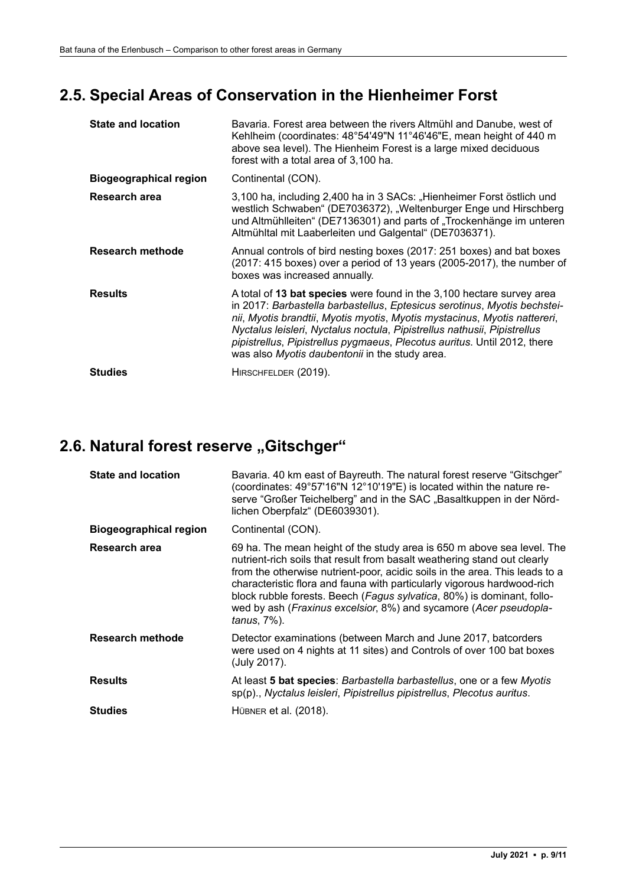## 2.5. Special Areas of Conservation in the Hienheimer Forst

| | |
|---|---|
| **State and location** | Bavaria. Forest area between the rivers Altmühl and Danube, west of Kehlheim (coordinates: 48°54'49"N 11°46'46"E, mean height of 440 m above sea level). The Hienheim Forest is a large mixed deciduous forest with a total area of 3,100 ha. |
| **Biogeographical region** | Continental (CON). |
| **Research area** | 3,100 ha, including 2,400 ha in 3 SACs: „Hienheimer Forst östlich und westlich Schwaben“ (DE7036372), „Weltenburger Enge und Hirschberg und Altmühlleiten“ (DE7136301) and parts of „Trockenhänge im unteren Altmühltal mit Laaberleiten und Galgental“ (DE7036371). |
| **Research methode** | Annual controls of bird nesting boxes (2017: 251 boxes) and bat boxes (2017: 415 boxes) over a period of 13 years (2005-2017), the number of boxes was increased annually. |
| **Results** | A total of **13 bat species** were found in the 3,100 hectare survey area in 2017: *Barbastella barbastellus*, *Eptesicus serotinus*, *Myotis bechsteinii*, *Myotis brandtii*, *Myotis myotis*, *Myotis mystacinus*, *Myotis nattereri*, *Nyctalus leisleri*, *Nyctalus noctula*, *Pipistrellus nathusii*, *Pipistrellus pipistrellus*, *Pipistrellus pygmaeus*, *Plecotus auritus*. Until 2012, there was also *Myotis daubentonii* in the study area. |
| **Studies** | Hirschfelder (2019). |

## 2.6. Natural forest reserve „Gitschger“

| | |
|---|---|
| **State and location** | Bavaria. 40 km east of Bayreuth. The natural forest reserve “Gitschger” (coordinates: 49°57'16"N 12°10'19"E) is located within the nature reserve “Großer Teichelberg” and in the SAC „Basaltkuppen in der Nördlichen Oberpfalz“ (DE6039301). |
| **Biogeographical region** | Continental (CON). |
| **Research area** | 69 ha. The mean height of the study area is 650 m above sea level. The nutrient-rich soils that result from basalt weathering stand out clearly from the otherwise nutrient-poor, acidic soils in the area. This leads to a characteristic flora and fauna with particularly vigorous hardwood-rich block rubble forests. Beech (*Fagus sylvatica*, 80%) is dominant, followed by ash (*Fraxinus excelsior*, 8%) and sycamore (*Acer pseudoplatanus*, 7%). |
| **Research methode** | Detector examinations (between March and June 2017, batcorders were used on 4 nights at 11 sites) and Controls of over 100 bat boxes (July 2017). |
| **Results** | At least **5 bat species**: *Barbastella barbastellus*, one or a few *Myotis* sp(p)., *Nyctalus leisleri*, *Pipistrellus pipistrellus*, *Plecotus auritus*. |
| **Studies** | Hübner et al. (2018). |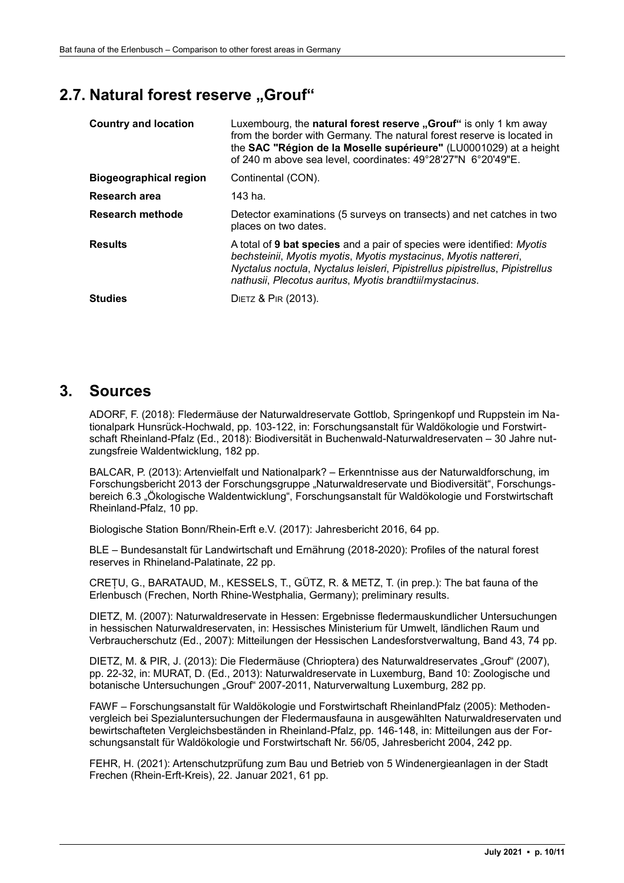## 2.7. Natural forest reserve „Grouf"

| | |
|---|---|
| **Country and location** | Luxembourg, the **natural forest reserve „Grouf"** is only 1 km away from the border with Germany. The natural forest reserve is located in the **SAC "Région de la Moselle supérieure"** (LU0001029) at a height of 240 m above sea level, coordinates: 49°28'27"N 6°20'49"E. |
| **Biogeographical region** | Continental (CON). |
| **Research area** | 143 ha. |
| **Research methode** | Detector examinations (5 surveys on transects) and net catches in two places on two dates. |
| **Results** | A total of **9 bat species** and a pair of species were identified: *Myotis bechsteinii*, *Myotis myotis*, *Myotis mystacinus*, *Myotis nattereri*, *Nyctalus noctula*, *Nyctalus leisleri*, *Pipistrellus pipistrellus*, *Pipistrellus nathusii*, *Plecotus auritus*, *Myotis brandtii/mystacinus*. |
| **Studies** | DIETZ & PIR (2013). |

# 3. Sources

ADORF, F. (2018): Fledermäuse der Naturwaldreservate Gottlob, Springenkopf und Ruppstein im Nationalpark Hunsrück-Hochwald, pp. 103-122, in: Forschungsanstalt für Waldökologie und Forstwirtschaft Rheinland-Pfalz (Ed., 2018): Biodiversität in Buchenwald-Naturwaldreservaten – 30 Jahre nutzungsfreie Waldentwicklung, 182 pp.

BALCAR, P. (2013): Artenvielfalt und Nationalpark? – Erkenntnisse aus der Naturwaldforschung, im Forschungsbericht 2013 der Forschungsgruppe „Naturwaldreservate und Biodiversität", Forschungsbereich 6.3 „Ökologische Waldentwicklung", Forschungsanstalt für Waldökologie und Forstwirtschaft Rheinland-Pfalz, 10 pp.

Biologische Station Bonn/Rhein-Erft e.V. (2017): Jahresbericht 2016, 64 pp.

BLE – Bundesanstalt für Landwirtschaft und Ernährung (2018-2020): Profiles of the natural forest reserves in Rhineland-Palatinate, 22 pp.

CREȚU, G., BARATAUD, M., KESSELS, T., GÜTZ, R. & METZ, T. (in prep.): The bat fauna of the Erlenbusch (Frechen, North Rhine-Westphalia, Germany); preliminary results.

DIETZ, M. (2007): Naturwaldreservate in Hessen: Ergebnisse fledermauskundlicher Untersuchungen in hessischen Naturwaldreservaten, in: Hessisches Ministerium für Umwelt, ländlichen Raum und Verbraucherschutz (Ed., 2007): Mitteilungen der Hessischen Landesforstverwaltung, Band 43, 74 pp.

DIETZ, M. & PIR, J. (2013): Die Fledermäuse (Chrioptera) des Naturwaldreservates „Grouf" (2007), pp. 22-32, in: MURAT, D. (Ed., 2013): Naturwaldreservate in Luxemburg, Band 10: Zoologische und botanische Untersuchungen „Grouf" 2007-2011, Naturverwaltung Luxemburg, 282 pp.

FAWF – Forschungsanstalt für Waldökologie und Forstwirtschaft RheinlandPfalz (2005): Methodenvergleich bei Spezialuntersuchungen der Fledermausfauna in ausgewählten Naturwaldreservaten und bewirtschafteten Vergleichsbeständen in Rheinland-Pfalz, pp. 146-148, in: Mitteilungen aus der Forschungsanstalt für Waldökologie und Forstwirtschaft Nr. 56/05, Jahresbericht 2004, 242 pp.

FEHR, H. (2021): Artenschutzprüfung zum Bau und Betrieb von 5 Windenergieanlagen in der Stadt Frechen (Rhein-Erft-Kreis), 22. Januar 2021, 61 pp.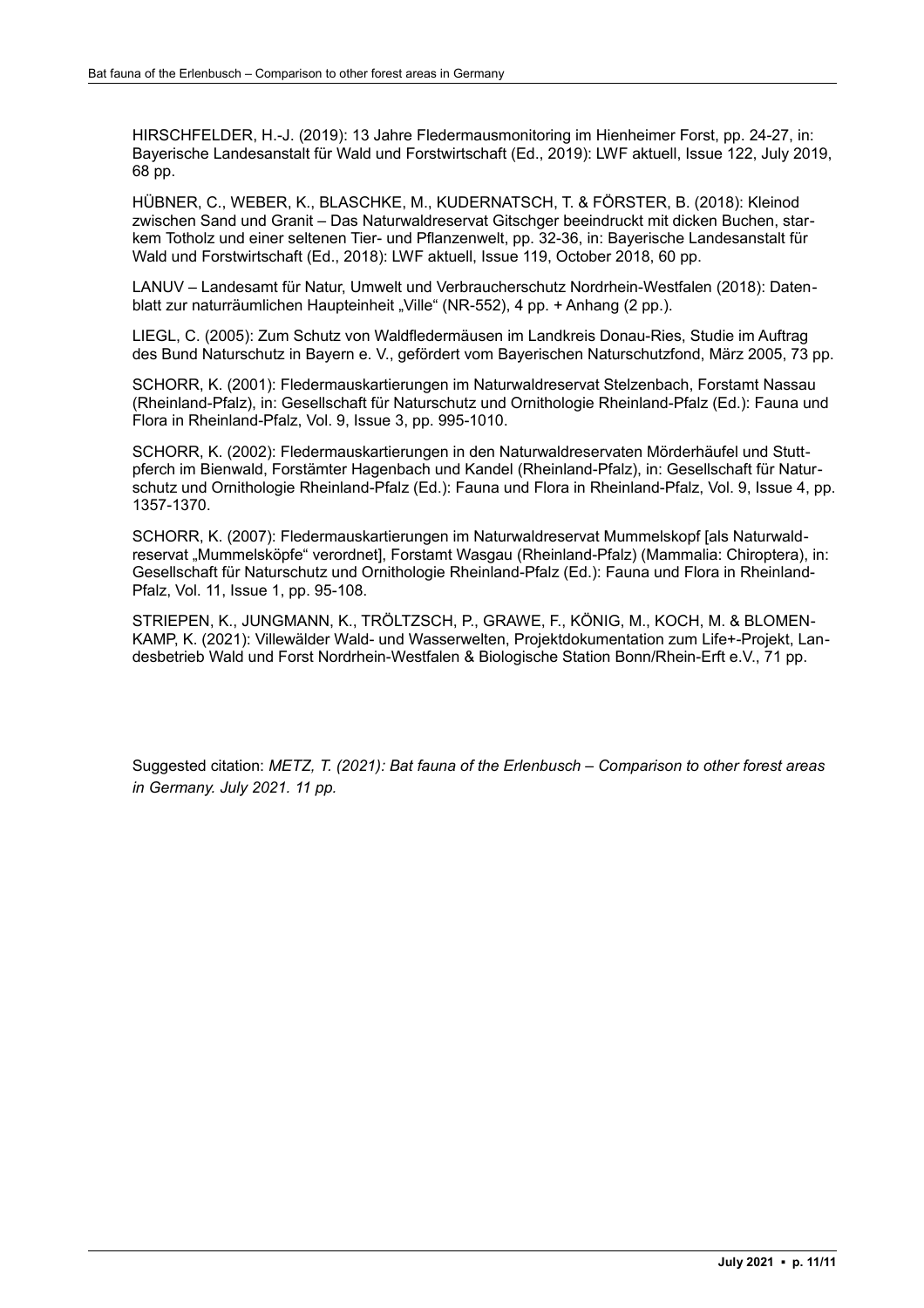HIRSCHFELDER, H.-J. (2019): 13 Jahre Fledermausmonitoring im Hienheimer Forst, pp. 24-27, in: Bayerische Landesanstalt für Wald und Forstwirtschaft (Ed., 2019): LWF aktuell, Issue 122, July 2019, 68 pp.

HÜBNER, C., WEBER, K., BLASCHKE, M., KUDERNATSCH, T. & FÖRSTER, B. (2018): Kleinod zwischen Sand und Granit – Das Naturwaldreservat Gitschger beeindruckt mit dicken Buchen, starkem Totholz und einer seltenen Tier- und Pflanzenwelt, pp. 32-36, in: Bayerische Landesanstalt für Wald und Forstwirtschaft (Ed., 2018): LWF aktuell, Issue 119, October 2018, 60 pp.

LANUV – Landesamt für Natur, Umwelt und Verbraucherschutz Nordrhein-Westfalen (2018): Datenblatt zur naturräumlichen Haupteinheit „Ville“ (NR-552), 4 pp. + Anhang (2 pp.).

LIEGL, C. (2005): Zum Schutz von Waldfledermäusen im Landkreis Donau-Ries, Studie im Auftrag des Bund Naturschutz in Bayern e. V., gefördert vom Bayerischen Naturschutzfond, März 2005, 73 pp.

SCHORR, K. (2001): Fledermauskartierungen im Naturwaldreservat Stelzenbach, Forstamt Nassau (Rheinland-Pfalz), in: Gesellschaft für Naturschutz und Ornithologie Rheinland-Pfalz (Ed.): Fauna und Flora in Rheinland-Pfalz, Vol. 9, Issue 3, pp. 995-1010.

SCHORR, K. (2002): Fledermauskartierungen in den Naturwaldreservaten Mörderhäufel und Stuttpferch im Bienwald, Forstämter Hagenbach und Kandel (Rheinland-Pfalz), in: Gesellschaft für Naturschutz und Ornithologie Rheinland-Pfalz (Ed.): Fauna und Flora in Rheinland-Pfalz, Vol. 9, Issue 4, pp. 1357-1370.

SCHORR, K. (2007): Fledermauskartierungen im Naturwaldreservat Mummelskopf [als Naturwaldreservat „Mummelsköpfe“ verordnet], Forstamt Wasgau (Rheinland-Pfalz) (Mammalia: Chiroptera), in: Gesellschaft für Naturschutz und Ornithologie Rheinland-Pfalz (Ed.): Fauna und Flora in Rheinland-Pfalz, Vol. 11, Issue 1, pp. 95-108.

STRIEPEN, K., JUNGMANN, K., TRÖLTZSCH, P., GRAWE, F., KÖNIG, M., KOCH, M. & BLOMENKAMP, K. (2021): Villewälder Wald- und Wasserwelten, Projektdokumentation zum Life+-Projekt, Landesbetrieb Wald und Forst Nordrhein-Westfalen & Biologische Station Bonn/Rhein-Erft e.V., 71 pp.

Suggested citation: *METZ, T. (2021): Bat fauna of the Erlenbusch – Comparison to other forest areas in Germany. July 2021. 11 pp.*